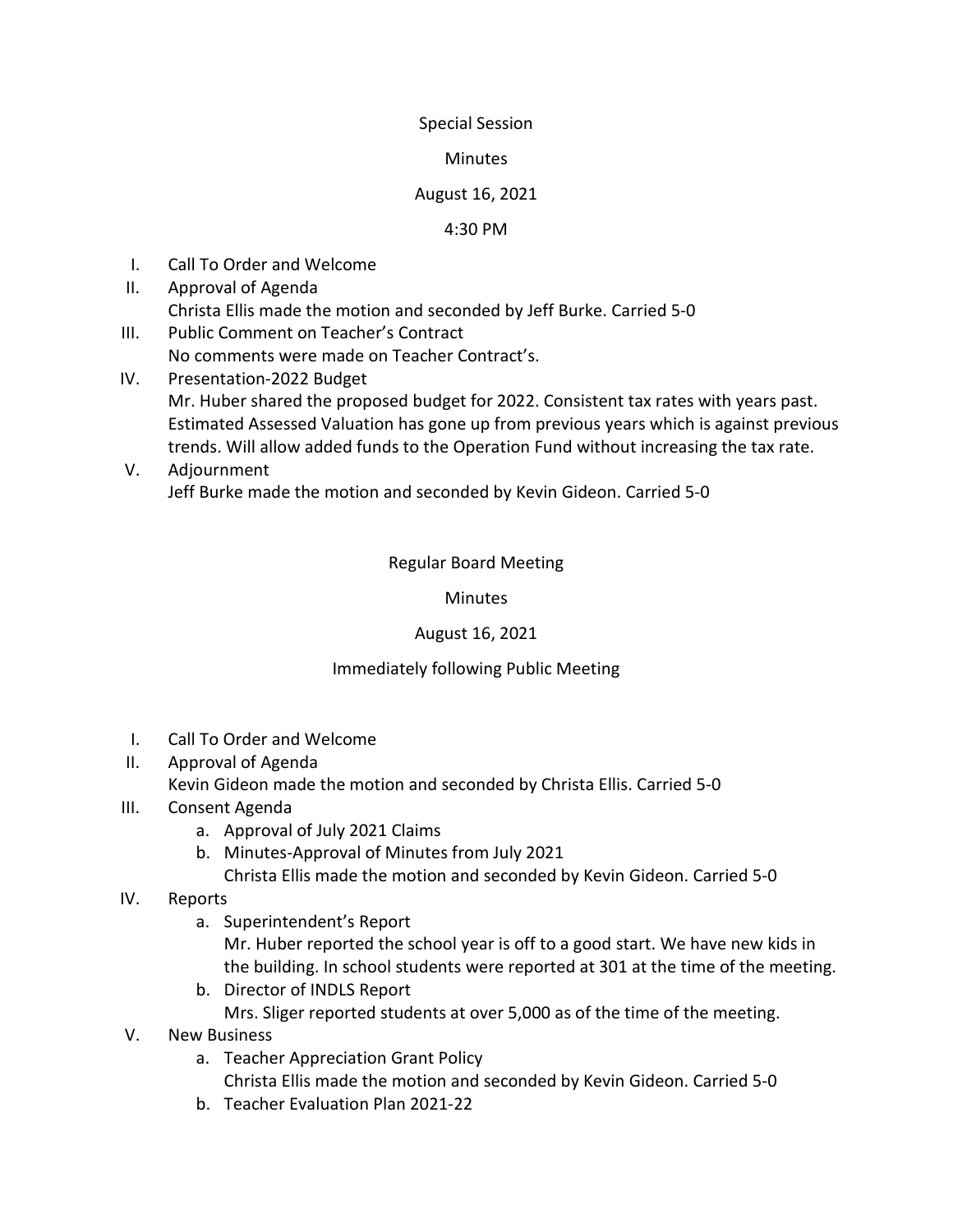Special Session

Minutes

August 16, 2021

4:30 PM

I. Call To Order and Welcome
II. Approval of Agenda
   Christa Ellis made the motion and seconded by Jeff Burke. Carried 5-0
III. Public Comment on Teacher's Contract
   No comments were made on Teacher Contract's.
IV. Presentation-2022 Budget
   Mr. Huber shared the proposed budget for 2022. Consistent tax rates with years past. Estimated Assessed Valuation has gone up from previous years which is against previous trends. Will allow added funds to the Operation Fund without increasing the tax rate.
V. Adjournment
   Jeff Burke made the motion and seconded by Kevin Gideon. Carried 5-0

Regular Board Meeting

Minutes

August 16, 2021

Immediately following Public Meeting

I. Call To Order and Welcome
II. Approval of Agenda
   Kevin Gideon made the motion and seconded by Christa Ellis. Carried 5-0
III. Consent Agenda
   a. Approval of July 2021 Claims
   b. Minutes-Approval of Minutes from July 2021
      Christa Ellis made the motion and seconded by Kevin Gideon. Carried 5-0
IV. Reports
   a. Superintendent's Report
      Mr. Huber reported the school year is off to a good start. We have new kids in the building. In school students were reported at 301 at the time of the meeting.
   b. Director of INDLS Report
      Mrs. Sliger reported students at over 5,000 as of the time of the meeting.
V. New Business
   a. Teacher Appreciation Grant Policy
      Christa Ellis made the motion and seconded by Kevin Gideon. Carried 5-0
   b. Teacher Evaluation Plan 2021-22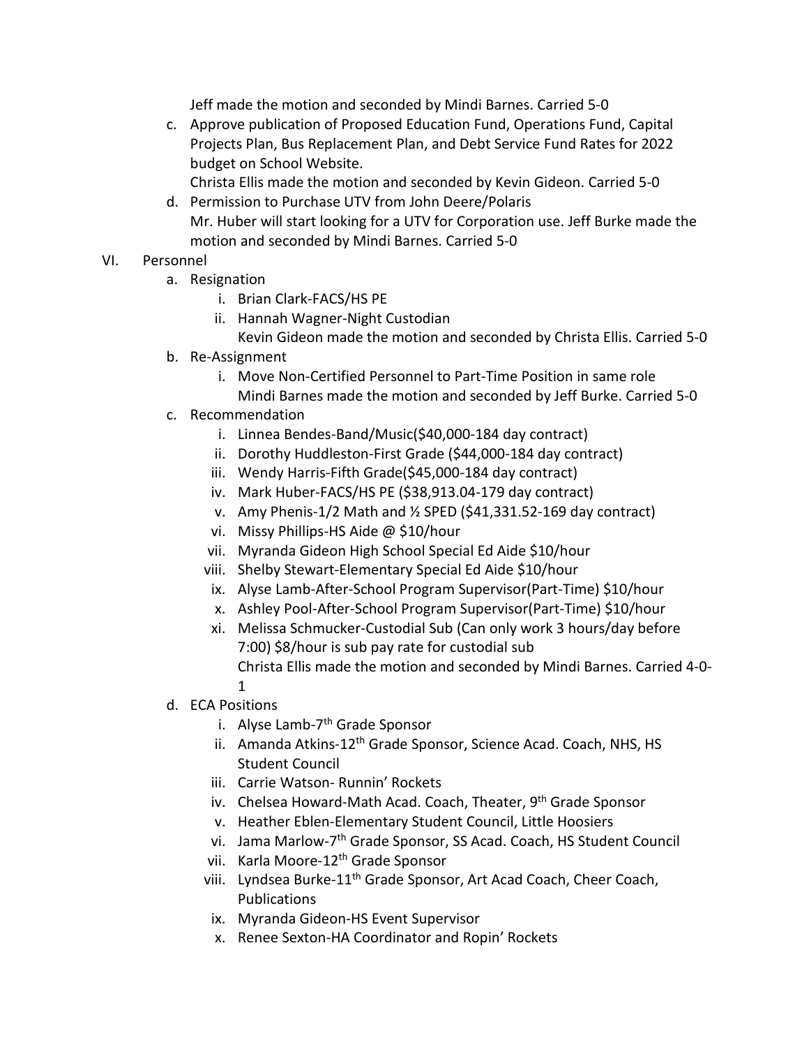Jeff made the motion and seconded by Mindi Barnes. Carried 5-0

c. Approve publication of Proposed Education Fund, Operations Fund, Capital Projects Plan, Bus Replacement Plan, and Debt Service Fund Rates for 2022 budget on School Website.
   Christa Ellis made the motion and seconded by Kevin Gideon. Carried 5-0
d. Permission to Purchase UTV from John Deere/Polaris
   Mr. Huber will start looking for a UTV for Corporation use. Jeff Burke made the motion and seconded by Mindi Barnes. Carried 5-0

VI. Personnel

a. Resignation
   i. Brian Clark-FACS/HS PE
   ii. Hannah Wagner-Night Custodian
      Kevin Gideon made the motion and seconded by Christa Ellis. Carried 5-0
b. Re-Assignment
   i. Move Non-Certified Personnel to Part-Time Position in same role
      Mindi Barnes made the motion and seconded by Jeff Burke. Carried 5-0
c. Recommendation
   i. Linnea Bendes-Band/Music($40,000-184 day contract)
   ii. Dorothy Huddleston-First Grade ($44,000-184 day contract)
   iii. Wendy Harris-Fifth Grade($45,000-184 day contract)
   iv. Mark Huber-FACS/HS PE ($38,913.04-179 day contract)
   v. Amy Phenis-1/2 Math and ½ SPED ($41,331.52-169 day contract)
   vi. Missy Phillips-HS Aide @ $10/hour
   vii. Myranda Gideon High School Special Ed Aide $10/hour
   viii. Shelby Stewart-Elementary Special Ed Aide $10/hour
   ix. Alyse Lamb-After-School Program Supervisor(Part-Time) $10/hour
   x. Ashley Pool-After-School Program Supervisor(Part-Time) $10/hour
   xi. Melissa Schmucker-Custodial Sub (Can only work 3 hours/day before 7:00) $8/hour is sub pay rate for custodial sub
      Christa Ellis made the motion and seconded by Mindi Barnes. Carried 4-0-1
d. ECA Positions
   i. Alyse Lamb-7th Grade Sponsor
   ii. Amanda Atkins-12th Grade Sponsor, Science Acad. Coach, NHS, HS Student Council
   iii. Carrie Watson- Runnin' Rockets
   iv. Chelsea Howard-Math Acad. Coach, Theater, 9th Grade Sponsor
   v. Heather Eblen-Elementary Student Council, Little Hoosiers
   vi. Jama Marlow-7th Grade Sponsor, SS Acad. Coach, HS Student Council
   vii. Karla Moore-12th Grade Sponsor
   viii. Lyndsea Burke-11th Grade Sponsor, Art Acad Coach, Cheer Coach, Publications
   ix. Myranda Gideon-HS Event Supervisor
   x. Renee Sexton-HA Coordinator and Ropin' Rockets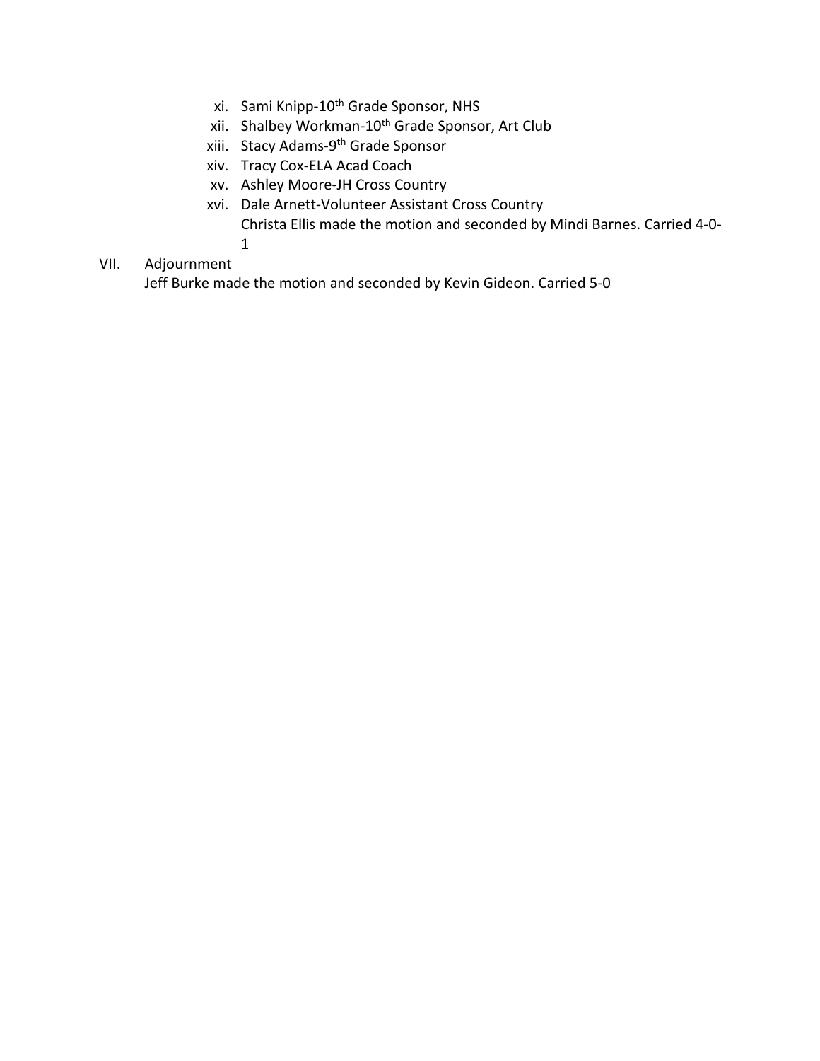xi. Sami Knipp-10th Grade Sponsor, NHS
xii. Shalbey Workman-10th Grade Sponsor, Art Club
xiii. Stacy Adams-9th Grade Sponsor
xiv. Tracy Cox-ELA Acad Coach
xv. Ashley Moore-JH Cross Country
xvi. Dale Arnett-Volunteer Assistant Cross Country

Christa Ellis made the motion and seconded by Mindi Barnes. Carried 4-0-1

VII. Adjournment

Jeff Burke made the motion and seconded by Kevin Gideon. Carried 5-0